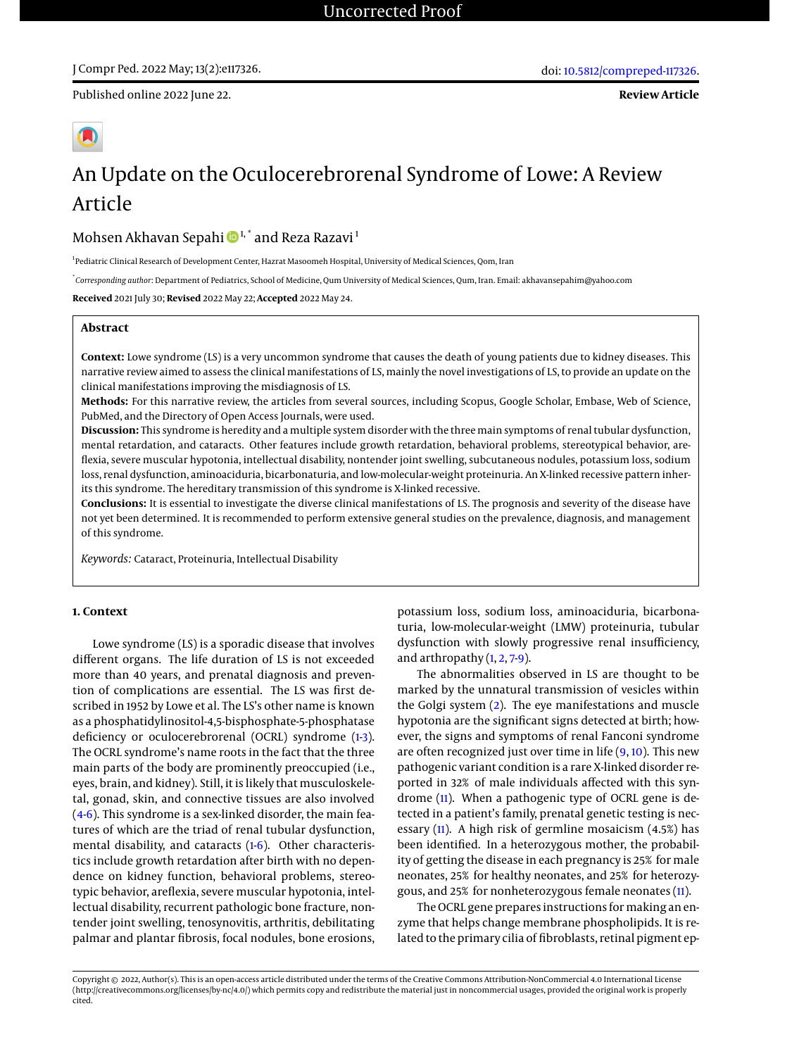# An Update on the Oculocerebrorenal Syndrome of Lowe: A Review Article

Mohsen Akhavan Sepahi[1,*] and Reza Razavi[1]

[1]Pediatric Clinical Research of Development Center, Hazrat Masoomeh Hospital, University of Medical Sciences, Qom, Iran

[*]*Corresponding author*: Department of Pediatrics, School of Medicine, Qum University of Medical Sciences, Qum, Iran. Email: akhavansepahim@yahoo.com

**Received** 2021 July 30; **Revised** 2022 May 22; **Accepted** 2022 May 24.

## Abstract

**Context:** Lowe syndrome (LS) is a very uncommon syndrome that causes the death of young patients due to kidney diseases. This narrative review aimed to assess the clinical manifestations of LS, mainly the novel investigations of LS, to provide an update on the clinical manifestations improving the misdiagnosis of LS.

**Methods:** For this narrative review, the articles from several sources, including Scopus, Google Scholar, Embase, Web of Science, PubMed, and the Directory of Open Access Journals, were used.

**Discussion:** This syndrome is heredity and a multiple system disorder with the three main symptoms of renal tubular dysfunction, mental retardation, and cataracts. Other features include growth retardation, behavioral problems, stereotypical behavior, areflexia, severe muscular hypotonia, intellectual disability, nontender joint swelling, subcutaneous nodules, potassium loss, sodium loss, renal dysfunction, aminoaciduria, bicarbonaturia, and low-molecular-weight proteinuria. An X-linked recessive pattern inherits this syndrome. The hereditary transmission of this syndrome is X-linked recessive.

**Conclusions:** It is essential to investigate the diverse clinical manifestations of LS. The prognosis and severity of the disease have not yet been determined. It is recommended to perform extensive general studies on the prevalence, diagnosis, and management of this syndrome.

*Keywords:* Cataract, Proteinuria, Intellectual Disability

## 1. Context

Lowe syndrome (LS) is a sporadic disease that involves different organs. The life duration of LS is not exceeded more than 40 years, and prenatal diagnosis and prevention of complications are essential. The LS was first described in 1952 by Lowe et al. The LS's other name is known as a phosphatidylinositol-4,5-bisphosphate-5-phosphatase deficiency or oculocerebrorenal (OCRL) syndrome (1-3). The OCRL syndrome's name roots in the fact that the three main parts of the body are prominently preoccupied (i.e., eyes, brain, and kidney). Still, it is likely that musculoskeletal, gonad, skin, and connective tissues are also involved (4-6). This syndrome is a sex-linked disorder, the main features of which are the triad of renal tubular dysfunction, mental disability, and cataracts (1-6). Other characteristics include growth retardation after birth with no dependence on kidney function, behavioral problems, stereotypic behavior, areflexia, severe muscular hypotonia, intellectual disability, recurrent pathologic bone fracture, nontender joint swelling, tenosynovitis, arthritis, debilitating palmar and plantar fibrosis, focal nodules, bone erosions, potassium loss, sodium loss, aminoaciduria, bicarbonaturia, low-molecular-weight (LMW) proteinuria, tubular dysfunction with slowly progressive renal insufficiency, and arthropathy (1, 2, 7-9).

The abnormalities observed in LS are thought to be marked by the unnatural transmission of vesicles within the Golgi system (2). The eye manifestations and muscle hypotonia are the significant signs detected at birth; however, the signs and symptoms of renal Fanconi syndrome are often recognized just over time in life (9, 10). This new pathogenic variant condition is a rare X-linked disorder reported in 32% of male individuals affected with this syndrome (11). When a pathogenic type of OCRL gene is detected in a patient's family, prenatal genetic testing is necessary (11). A high risk of germline mosaicism (4.5%) has been identified. In a heterozygous mother, the probability of getting the disease in each pregnancy is 25% for male neonates, 25% for healthy neonates, and 25% for heterozygous, and 25% for nonheterozygous female neonates (11).

The OCRL gene prepares instructions for making an enzyme that helps change membrane phospholipids. It is related to the primary cilia of fibroblasts, retinal pigment ep-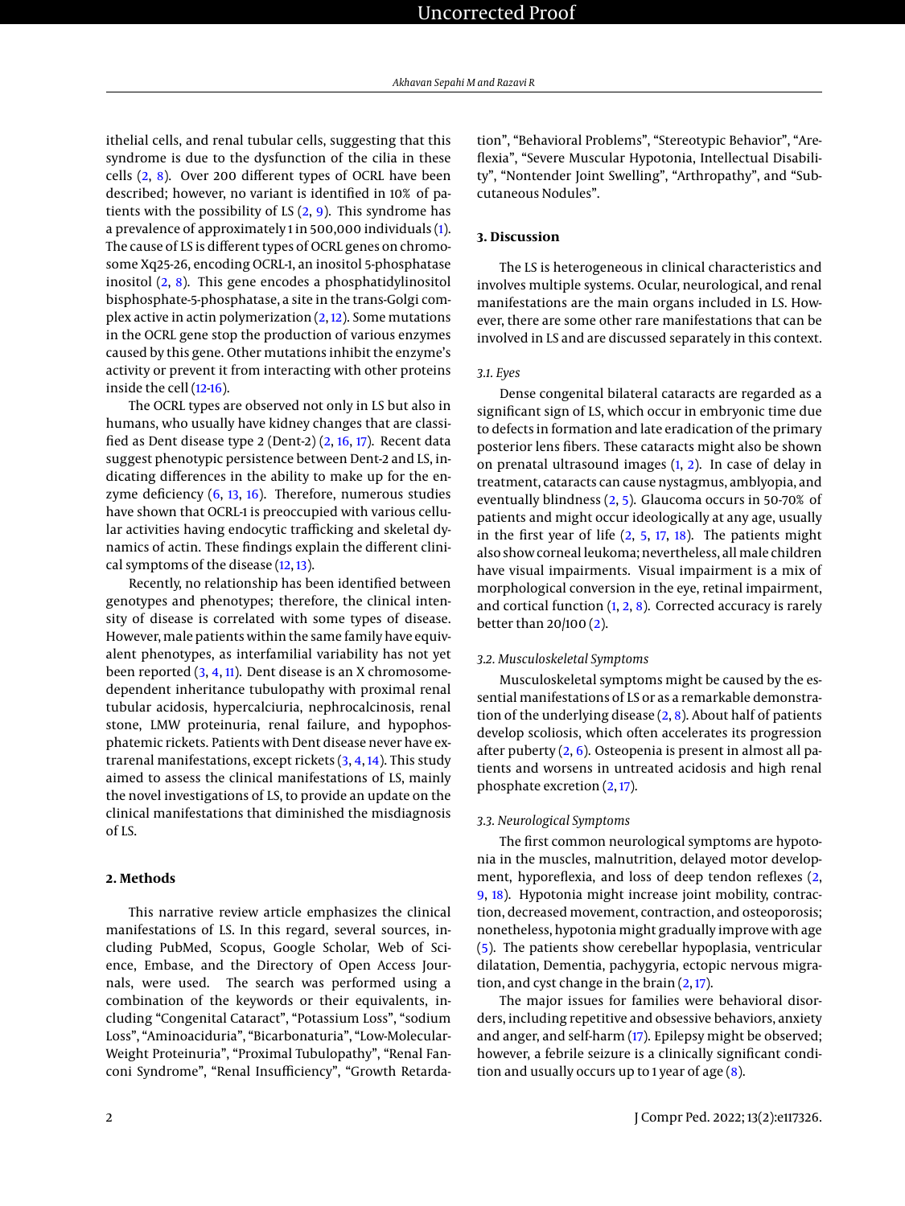ithelial cells, and renal tubular cells, suggesting that this syndrome is due to the dysfunction of the cilia in these cells (2, 8). Over 200 different types of OCRL have been described; however, no variant is identified in 10% of patients with the possibility of LS (2, 9). This syndrome has a prevalence of approximately 1 in 500,000 individuals (1). The cause of LS is different types of OCRL genes on chromosome Xq25-26, encoding OCRL-1, an inositol 5-phosphatase inositol (2, 8). This gene encodes a phosphatidylinositol bisphosphate-5-phosphatase, a site in the trans-Golgi complex active in actin polymerization (2, 12). Some mutations in the OCRL gene stop the production of various enzymes caused by this gene. Other mutations inhibit the enzyme's activity or prevent it from interacting with other proteins inside the cell (12-16).

The OCRL types are observed not only in LS but also in humans, who usually have kidney changes that are classified as Dent disease type 2 (Dent-2) (2, 16, 17). Recent data suggest phenotypic persistence between Dent-2 and LS, indicating differences in the ability to make up for the enzyme deficiency (6, 13, 16). Therefore, numerous studies have shown that OCRL-1 is preoccupied with various cellular activities having endocytic trafficking and skeletal dynamics of actin. These findings explain the different clinical symptoms of the disease (12, 13).

Recently, no relationship has been identified between genotypes and phenotypes; therefore, the clinical intensity of disease is correlated with some types of disease. However, male patients within the same family have equivalent phenotypes, as interfamilial variability has not yet been reported (3, 4, 11). Dent disease is an X chromosome-dependent inheritance tubulopathy with proximal renal tubular acidosis, hypercalciuria, nephrocalcinosis, renal stone, LMW proteinuria, renal failure, and hypophosphatemic rickets. Patients with Dent disease never have extrarenal manifestations, except rickets (3, 4, 14). This study aimed to assess the clinical manifestations of LS, mainly the novel investigations of LS, to provide an update on the clinical manifestations that diminished the misdiagnosis of LS.

## 2. Methods

This narrative review article emphasizes the clinical manifestations of LS. In this regard, several sources, including PubMed, Scopus, Google Scholar, Web of Science, Embase, and the Directory of Open Access Journals, were used. The search was performed using a combination of the keywords or their equivalents, including "Congenital Cataract", "Potassium Loss", "sodium Loss", "Aminoaciduria", "Bicarbonaturia", "Low-Molecular-Weight Proteinuria", "Proximal Tubulopathy", "Renal Fanconi Syndrome", "Renal Insufficiency", "Growth Retardation", "Behavioral Problems", "Stereotypic Behavior", "Areflexia", "Severe Muscular Hypotonia, Intellectual Disability", "Nontender Joint Swelling", "Arthropathy", and "Subcutaneous Nodules".

## 3. Discussion

The LS is heterogeneous in clinical characteristics and involves multiple systems. Ocular, neurological, and renal manifestations are the main organs included in LS. However, there are some other rare manifestations that can be involved in LS and are discussed separately in this context.

### 3.1. Eyes

Dense congenital bilateral cataracts are regarded as a significant sign of LS, which occur in embryonic time due to defects in formation and late eradication of the primary posterior lens fibers. These cataracts might also be shown on prenatal ultrasound images (1, 2). In case of delay in treatment, cataracts can cause nystagmus, amblyopia, and eventually blindness (2, 5). Glaucoma occurs in 50-70% of patients and might occur ideologically at any age, usually in the first year of life (2, 5, 17, 18). The patients might also show corneal leukoma; nevertheless, all male children have visual impairments. Visual impairment is a mix of morphological conversion in the eye, retinal impairment, and cortical function (1, 2, 8). Corrected accuracy is rarely better than 20/100 (2).

### 3.2. Musculoskeletal Symptoms

Musculoskeletal symptoms might be caused by the essential manifestations of LS or as a remarkable demonstration of the underlying disease (2, 8). About half of patients develop scoliosis, which often accelerates its progression after puberty (2, 6). Osteopenia is present in almost all patients and worsens in untreated acidosis and high renal phosphate excretion (2, 17).

### 3.3. Neurological Symptoms

The first common neurological symptoms are hypotonia in the muscles, malnutrition, delayed motor development, hyporeflexia, and loss of deep tendon reflexes (2, 9, 18). Hypotonia might increase joint mobility, contraction, decreased movement, contraction, and osteoporosis; nonetheless, hypotonia might gradually improve with age (5). The patients show cerebellar hypoplasia, ventricular dilatation, Dementia, pachygyria, ectopic nervous migration, and cyst change in the brain (2, 17).

The major issues for families were behavioral disorders, including repetitive and obsessive behaviors, anxiety and anger, and self-harm (17). Epilepsy might be observed; however, a febrile seizure is a clinically significant condition and usually occurs up to 1 year of age (8).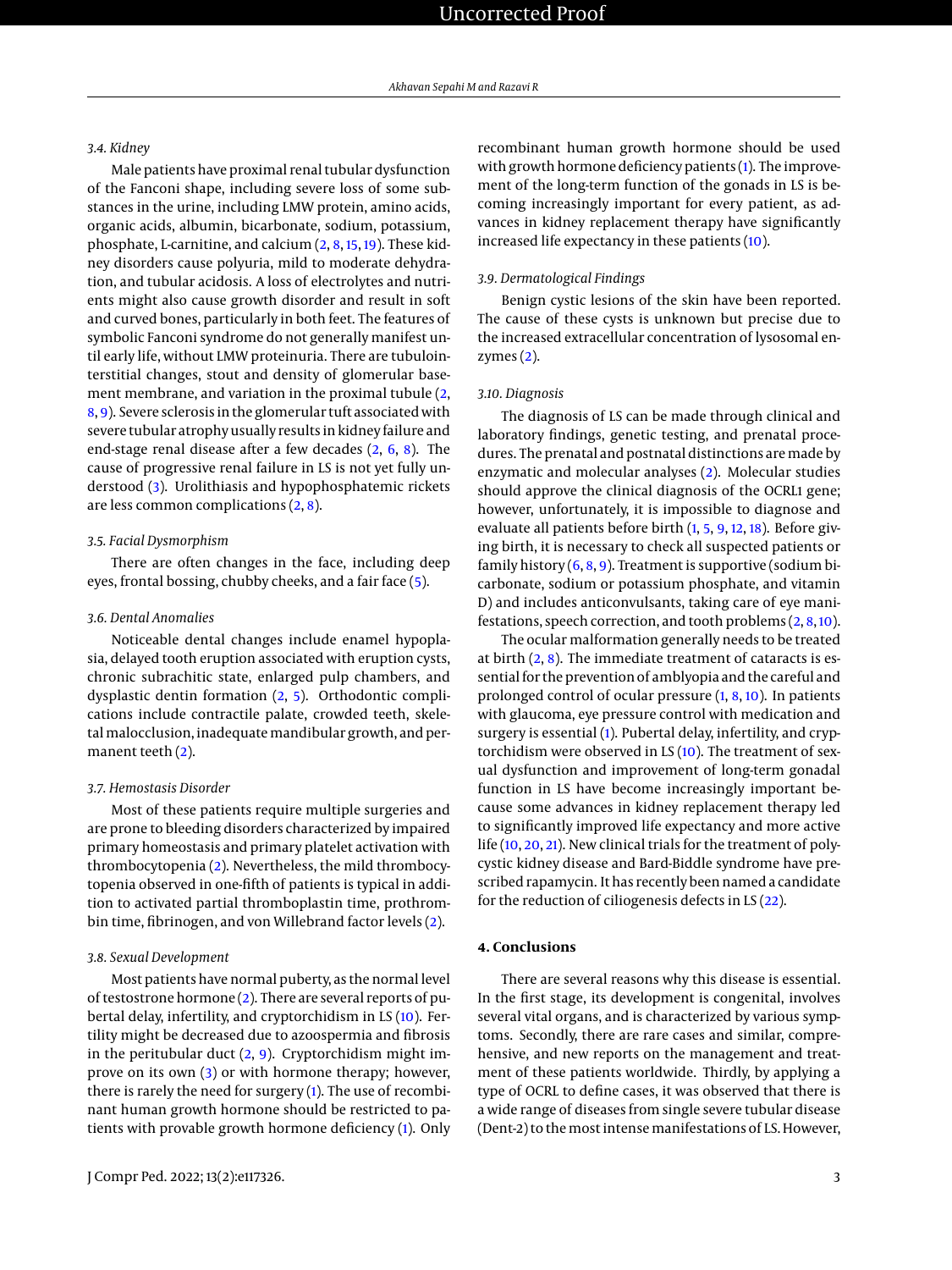### 3.4. Kidney

Male patients have proximal renal tubular dysfunction of the Fanconi shape, including severe loss of some substances in the urine, including LMW protein, amino acids, organic acids, albumin, bicarbonate, sodium, potassium, phosphate, L-carnitine, and calcium (2, 8, 15, 19). These kidney disorders cause polyuria, mild to moderate dehydration, and tubular acidosis. A loss of electrolytes and nutrients might also cause growth disorder and result in soft and curved bones, particularly in both feet. The features of symbolic Fanconi syndrome do not generally manifest until early life, without LMW proteinuria. There are tubulointerstitial changes, stout and density of glomerular basement membrane, and variation in the proximal tubule (2, 8, 9). Severe sclerosis in the glomerular tuft associated with severe tubular atrophy usually results in kidney failure and end-stage renal disease after a few decades (2, 6, 8). The cause of progressive renal failure in LS is not yet fully understood (3). Urolithiasis and hypophosphatemic rickets are less common complications (2, 8).

### 3.5. Facial Dysmorphism

There are often changes in the face, including deep eyes, frontal bossing, chubby cheeks, and a fair face (5).

### 3.6. Dental Anomalies

Noticeable dental changes include enamel hypoplasia, delayed tooth eruption associated with eruption cysts, chronic subrachitic state, enlarged pulp chambers, and dysplastic dentin formation (2, 5). Orthodontic complications include contractile palate, crowded teeth, skeletal malocclusion, inadequate mandibular growth, and permanent teeth (2).

### 3.7. Hemostasis Disorder

Most of these patients require multiple surgeries and are prone to bleeding disorders characterized by impaired primary homeostasis and primary platelet activation with thrombocytopenia (2). Nevertheless, the mild thrombocytopenia observed in one-fifth of patients is typical in addition to activated partial thromboplastin time, prothrombin time, fibrinogen, and von Willebrand factor levels (2).

### 3.8. Sexual Development

Most patients have normal puberty, as the normal level of testostrone hormone (2). There are several reports of pubertal delay, infertility, and cryptorchidism in LS (10). Fertility might be decreased due to azoospermia and fibrosis in the peritubular duct (2, 9). Cryptorchidism might improve on its own (3) or with hormone therapy; however, there is rarely the need for surgery (1). The use of recombinant human growth hormone should be restricted to patients with provable growth hormone deficiency (1). Only recombinant human growth hormone should be used with growth hormone deficiency patients (1). The improvement of the long-term function of the gonads in LS is becoming increasingly important for every patient, as advances in kidney replacement therapy have significantly increased life expectancy in these patients (10).

### 3.9. Dermatological Findings

Benign cystic lesions of the skin have been reported. The cause of these cysts is unknown but precise due to the increased extracellular concentration of lysosomal enzymes (2).

### 3.10. Diagnosis

The diagnosis of LS can be made through clinical and laboratory findings, genetic testing, and prenatal procedures. The prenatal and postnatal distinctions are made by enzymatic and molecular analyses (2). Molecular studies should approve the clinical diagnosis of the OCRL1 gene; however, unfortunately, it is impossible to diagnose and evaluate all patients before birth (1, 5, 9, 12, 18). Before giving birth, it is necessary to check all suspected patients or family history (6, 8, 9). Treatment is supportive (sodium bicarbonate, sodium or potassium phosphate, and vitamin D) and includes anticonvulsants, taking care of eye manifestations, speech correction, and tooth problems (2, 8, 10).

The ocular malformation generally needs to be treated at birth (2, 8). The immediate treatment of cataracts is essential for the prevention of amblyopia and the careful and prolonged control of ocular pressure (1, 8, 10). In patients with glaucoma, eye pressure control with medication and surgery is essential (1). Pubertal delay, infertility, and cryptorchidism were observed in LS (10). The treatment of sexual dysfunction and improvement of long-term gonadal function in LS have become increasingly important because some advances in kidney replacement therapy led to significantly improved life expectancy and more active life (10, 20, 21). New clinical trials for the treatment of polycystic kidney disease and Bard-Biddle syndrome have prescribed rapamycin. It has recently been named a candidate for the reduction of ciliogenesis defects in LS (22).

## 4. Conclusions

There are several reasons why this disease is essential. In the first stage, its development is congenital, involves several vital organs, and is characterized by various symptoms. Secondly, there are rare cases and similar, comprehensive, and new reports on the management and treatment of these patients worldwide. Thirdly, by applying a type of OCRL to define cases, it was observed that there is a wide range of diseases from single severe tubular disease (Dent-2) to the most intense manifestations of LS. However,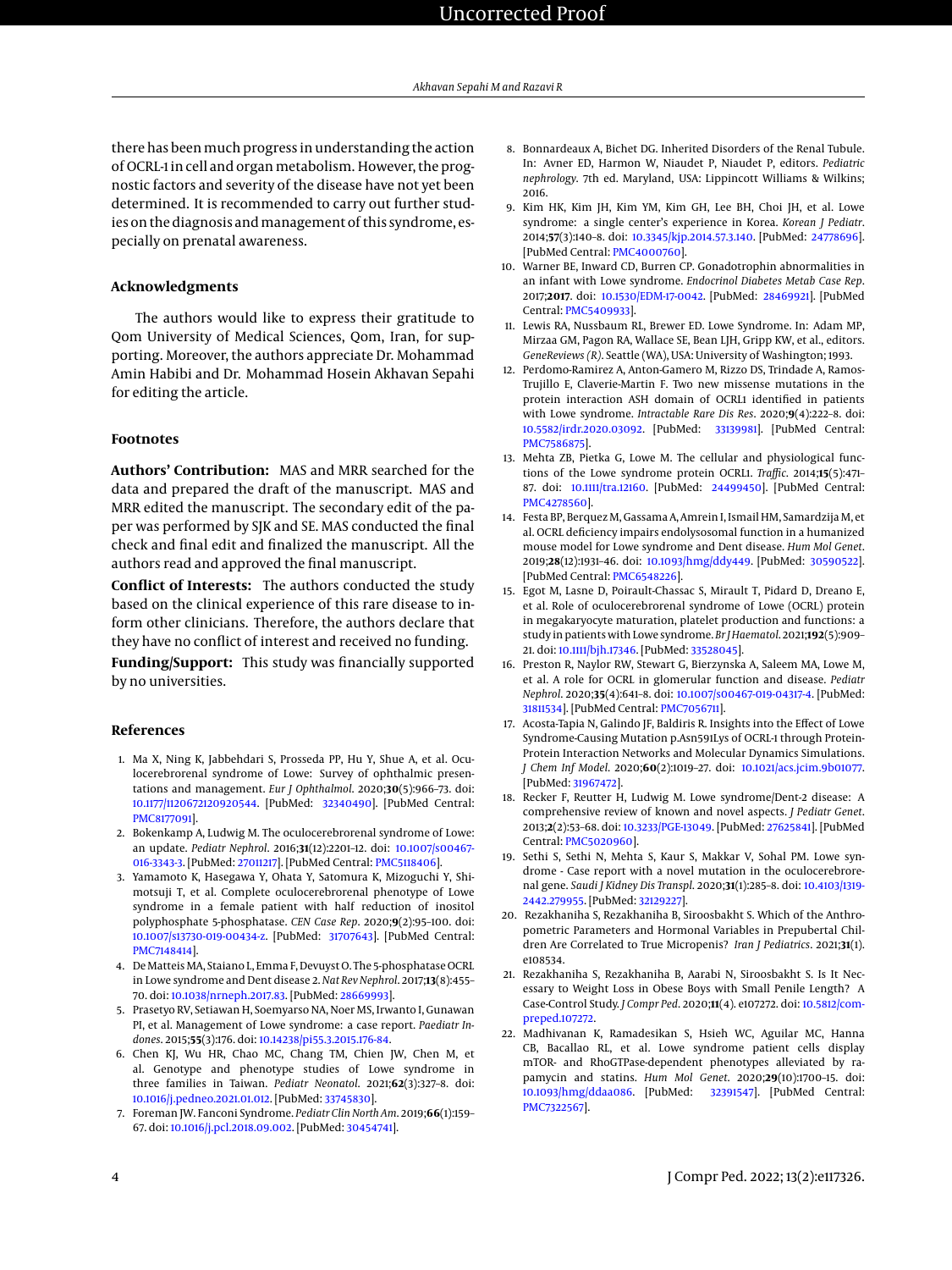there has been much progress in understanding the action of OCRL-1 in cell and organ metabolism. However, the prognostic factors and severity of the disease have not yet been determined. It is recommended to carry out further studies on the diagnosis and management of this syndrome, especially on prenatal awareness.

## Acknowledgments

The authors would like to express their gratitude to Qom University of Medical Sciences, Qom, Iran, for supporting. Moreover, the authors appreciate Dr. Mohammad Amin Habibi and Dr. Mohammad Hosein Akhavan Sepahi for editing the article.

## Footnotes

**Authors' Contribution:** MAS and MRR searched for the data and prepared the draft of the manuscript. MAS and MRR edited the manuscript. The secondary edit of the paper was performed by SJK and SE. MAS conducted the final check and final edit and finalized the manuscript. All the authors read and approved the final manuscript.

**Conflict of Interests:** The authors conducted the study based on the clinical experience of this rare disease to inform other clinicians. Therefore, the authors declare that they have no conflict of interest and received no funding.

**Funding/Support:** This study was financially supported by no universities.

## References

1. Ma X, Ning K, Jabbehdari S, Prosseda PP, Hu Y, Shue A, et al. Oculocerebrorenal syndrome of Lowe: Survey of ophthalmic presentations and management. *Eur J Ophthalmol*. 2020;**30**(5):966–73. doi: 10.1177/1120672120920544. [PubMed: 32340490]. [PubMed Central: PMC8177091].
2. Bokenkamp A, Ludwig M. The oculocerebrorenal syndrome of Lowe: an update. *Pediatr Nephrol*. 2016;**31**(12):2201–12. doi: 10.1007/s00467-016-3343-3. [PubMed: 27011217]. [PubMed Central: PMC5118406].
3. Yamamoto K, Hasegawa Y, Ohata Y, Satomura K, Mizoguchi Y, Shimotsuji T, et al. Complete oculocerebrorenal phenotype of Lowe syndrome in a female patient with half reduction of inositol polyphosphate 5-phosphatase. *CEN Case Rep*. 2020;**9**(2):95–100. doi: 10.1007/s13730-019-00434-z. [PubMed: 31707643]. [PubMed Central: PMC7148414].
4. De Matteis MA, Staiano L, Emma F, Devuyst O. The 5-phosphatase OCRL in Lowe syndrome and Dent disease 2. *Nat Rev Nephrol*. 2017;**13**(8):455–70. doi: 10.1038/nrneph.2017.83. [PubMed: 28669993].
5. Prasetyo RV, Setiawan H, Soemyarso NA, Noer MS, Irwanto I, Gunawan PI, et al. Management of Lowe syndrome: a case report. *Paediatr Indones*. 2015;**55**(3):176. doi: 10.14238/pi55.3.2015.176-84.
6. Chen KJ, Wu HR, Chao MC, Chang TM, Chien JW, Chen M, et al. Genotype and phenotype studies of Lowe syndrome in three families in Taiwan. *Pediatr Neonatol*. 2021;**62**(3):327–8. doi: 10.1016/j.pedneo.2021.01.012. [PubMed: 33745830].
7. Foreman JW. Fanconi Syndrome. *Pediatr Clin North Am*. 2019;**66**(1):159–67. doi: 10.1016/j.pcl.2018.09.002. [PubMed: 30454741].
8. Bonnardeaux A, Bichet DG. Inherited Disorders of the Renal Tubule. In: Avner ED, Harmon W, Niaudet P, Niaudet P, editors. *Pediatric nephrology*. 7th ed. Maryland, USA: Lippincott Williams & Wilkins; 2016.
9. Kim HK, Kim JH, Kim YM, Kim GH, Lee BH, Choi JH, et al. Lowe syndrome: a single center's experience in Korea. *Korean J Pediatr*. 2014;**57**(3):140–8. doi: 10.3345/kjp.2014.57.3.140. [PubMed: 24778696]. [PubMed Central: PMC4000760].
10. Warner BE, Inward CD, Burren CP. Gonadotrophin abnormalities in an infant with Lowe syndrome. *Endocrinol Diabetes Metab Case Rep*. 2017;**2017**. doi: 10.1530/EDM-17-0042. [PubMed: 28469921]. [PubMed Central: PMC5409933].
11. Lewis RA, Nussbaum RL, Brewer ED. Lowe Syndrome. In: Adam MP, Mirzaa GM, Pagon RA, Wallace SE, Bean LJH, Gripp KW, et al., editors. *GeneReviews (R)*. Seattle (WA), USA: University of Washington; 1993.
12. Perdomo-Ramirez A, Anton-Gamero M, Rizzo DS, Trindade A, Ramos-Trujillo E, Claverie-Martin F. Two new missense mutations in the protein interaction ASH domain of OCRL1 identified in patients with Lowe syndrome. *Intractable Rare Dis Res*. 2020;**9**(4):222–8. doi: 10.5582/irdr.2020.03092. [PubMed: 33139981]. [PubMed Central: PMC7586875].
13. Mehta ZB, Pietka G, Lowe M. The cellular and physiological functions of the Lowe syndrome protein OCRL1. *Traffic*. 2014;**15**(5):471–87. doi: 10.1111/tra.12160. [PubMed: 24499450]. [PubMed Central: PMC4278560].
14. Festa BP, Berquez M, Gassama A, Amrein I, Ismail HM, Samardzija M, et al. OCRL deficiency impairs endolysosomal function in a humanized mouse model for Lowe syndrome and Dent disease. *Hum Mol Genet*. 2019;**28**(12):1931–46. doi: 10.1093/hmg/ddy449. [PubMed: 30590522]. [PubMed Central: PMC6548226].
15. Egot M, Lasne D, Poirault-Chassac S, Mirault T, Pidard D, Dreano E, et al. Role of oculocerebrorenal syndrome of Lowe (OCRL) protein in megakaryocyte maturation, platelet production and functions: a study in patients with Lowe syndrome. *Br J Haematol*. 2021;**192**(5):909–21. doi: 10.1111/bjh.17346. [PubMed: 33528045].
16. Preston R, Naylor RW, Stewart G, Bierzynska A, Saleem MA, Lowe M, et al. A role for OCRL in glomerular function and disease. *Pediatr Nephrol*. 2020;**35**(4):641–8. doi: 10.1007/s00467-019-04317-4. [PubMed: 31811534]. [PubMed Central: PMC7056711].
17. Acosta-Tapia N, Galindo JF, Baldiris R. Insights into the Effect of Lowe Syndrome-Causing Mutation p.Asn591Lys of OCRL-1 through Protein-Protein Interaction Networks and Molecular Dynamics Simulations. *J Chem Inf Model*. 2020;**60**(2):1019–27. doi: 10.1021/acs.jcim.9b01077. [PubMed: 31967472].
18. Recker F, Reutter H, Ludwig M. Lowe syndrome/Dent-2 disease: A comprehensive review of known and novel aspects. *J Pediatr Genet*. 2013;**2**(2):53–68. doi: 10.3233/PGE-13049. [PubMed: 27625841]. [PubMed Central: PMC5020960].
19. Sethi S, Sethi N, Mehta S, Kaur S, Makkar V, Sohal PM. Lowe syndrome - Case report with a novel mutation in the oculocerebrorenal gene. *Saudi J Kidney Dis Transpl*. 2020;**31**(1):285–8. doi: 10.4103/1319-2442.279955. [PubMed: 32129227].
20. Rezakhaniha S, Rezakhaniha B, Siroosbakht S. Which of the Anthropometric Parameters and Hormonal Variables in Prepubertal Children Are Correlated to True Micropenis? *Iran J Pediatrics*. 2021;**31**(1). e108534.
21. Rezakhaniha S, Rezakhaniha B, Aarabi N, Siroosbakht S. Is It Necessary to Weight Loss in Obese Boys with Small Penile Length? A Case-Control Study. *J Compr Ped*. 2020;**11**(4). e107272. doi: 10.5812/compreped.107272.
22. Madhivanan K, Ramadesikan S, Hsieh WC, Aguilar MC, Hanna CB, Bacallao RL, et al. Lowe syndrome patient cells display mTOR- and RhoGTPase-dependent phenotypes alleviated by rapamycin and statins. *Hum Mol Genet*. 2020;**29**(10):1700–15. doi: 10.1093/hmg/ddaa086. [PubMed: 32391547]. [PubMed Central: PMC7322567].